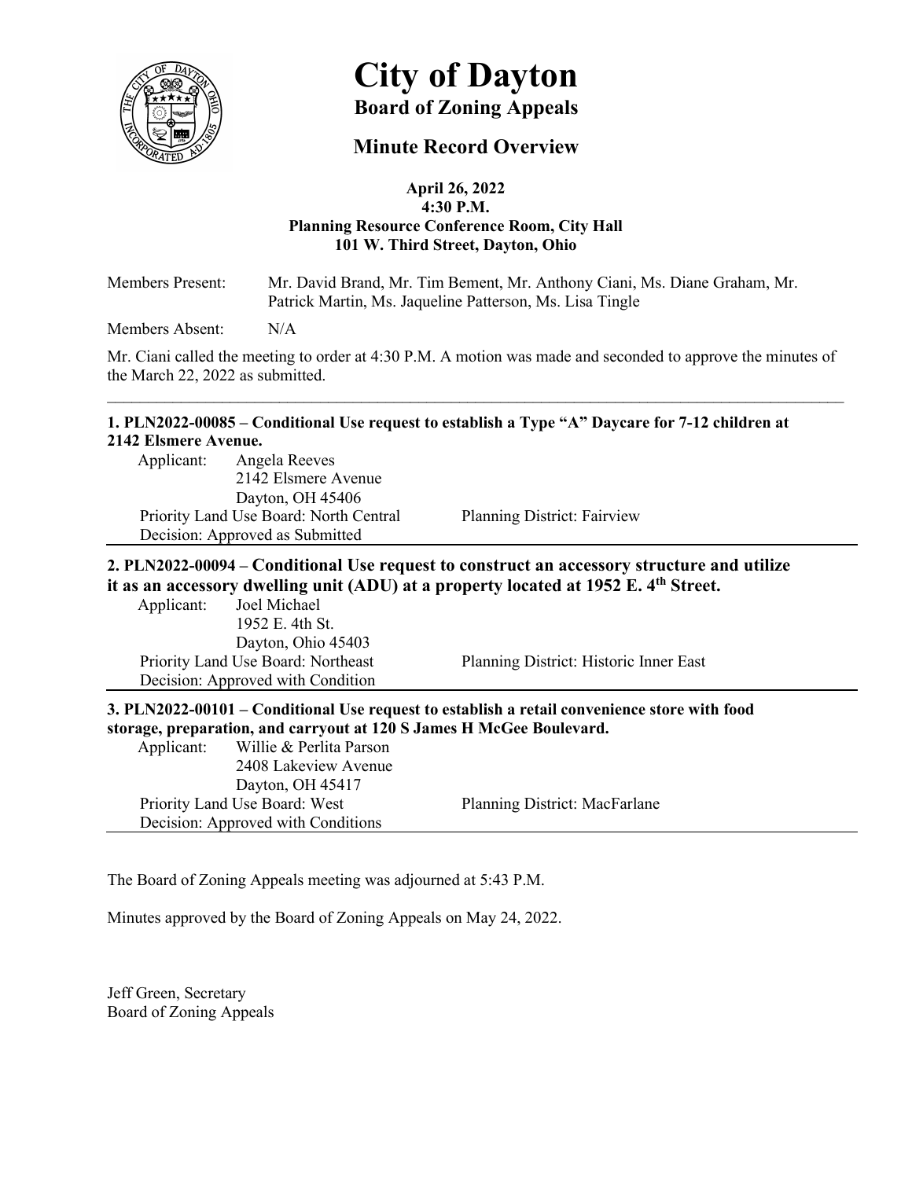# City of Dayton

## Board of Zoning Appeals

## Minute Record Overview

**April 26, 2022**
**4:30 P.M.**
**Planning Resource Conference Room, City Hall**
**101 W. Third Street, Dayton, Ohio**

Members Present: Mr. David Brand, Mr. Tim Bement, Mr. Anthony Ciani, Ms. Diane Graham, Mr. Patrick Martin, Ms. Jaqueline Patterson, Ms. Lisa Tingle

Members Absent: N/A

Mr. Ciani called the meeting to order at 4:30 P.M. A motion was made and seconded to approve the minutes of the March 22, 2022 as submitted.

---

**1. PLN2022-00085 – Conditional Use request to establish a Type "A" Daycare for 7-12 children at 2142 Elsmere Avenue.**

Applicant: Angela Reeves
2142 Elsmere Avenue
Dayton, OH 45406

Priority Land Use Board: North Central — Planning District: Fairview

Decision: Approved as Submitted

---

**2. PLN2022-00094 – Conditional Use request to construct an accessory structure and utilize it as an accessory dwelling unit (ADU) at a property located at 1952 E. 4th Street.**

Applicant: Joel Michael
1952 E. 4th St.
Dayton, Ohio 45403

Priority Land Use Board: Northeast — Planning District: Historic Inner East

Decision: Approved with Condition

---

**3. PLN2022-00101 – Conditional Use request to establish a retail convenience store with food storage, preparation, and carryout at 120 S James H McGee Boulevard.**

Applicant: Willie & Perlita Parson
2408 Lakeview Avenue
Dayton, OH 45417

Priority Land Use Board: West — Planning District: MacFarlane

Decision: Approved with Conditions

---

The Board of Zoning Appeals meeting was adjourned at 5:43 P.M.

Minutes approved by the Board of Zoning Appeals on May 24, 2022.

Jeff Green, Secretary
Board of Zoning Appeals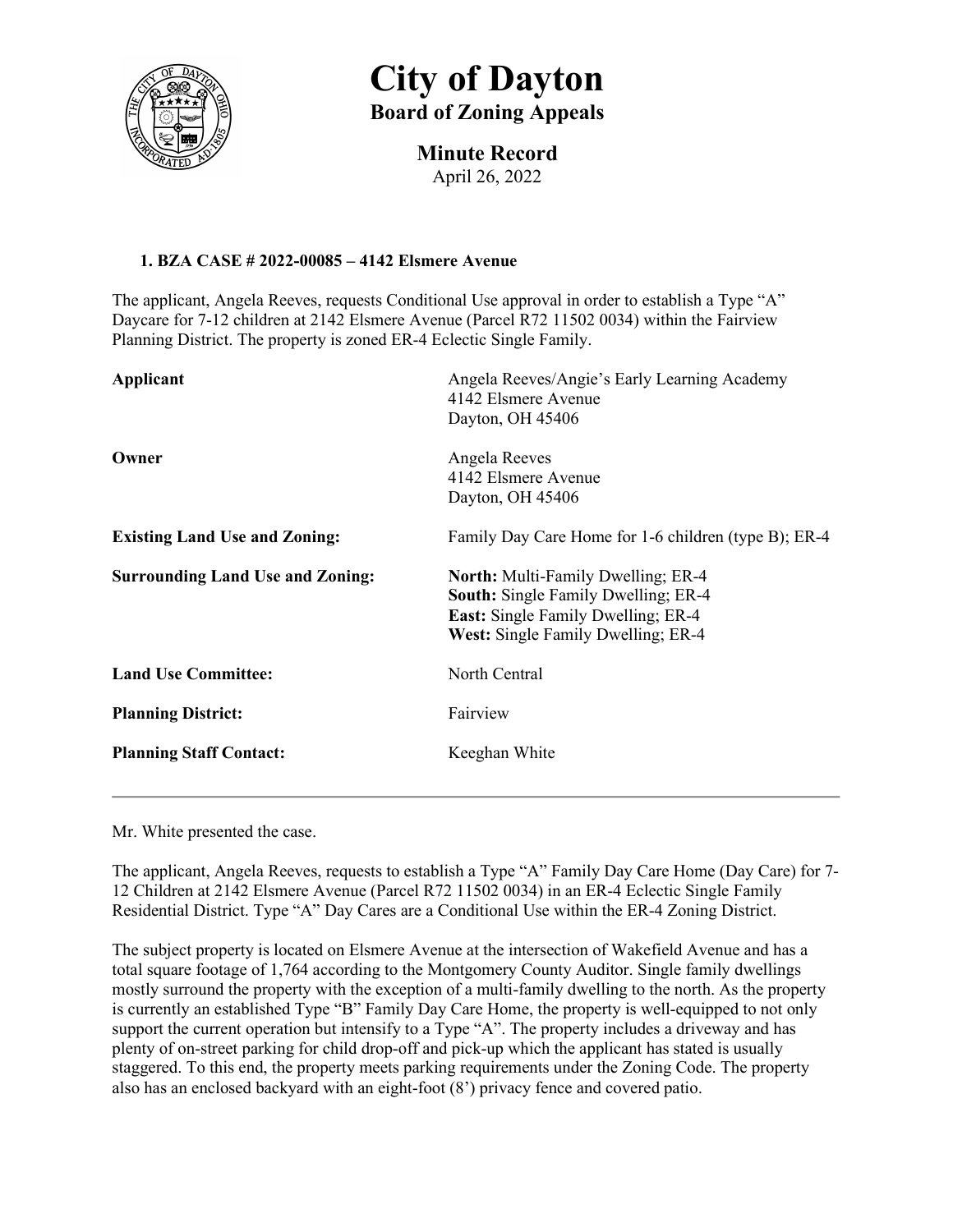# City of Dayton

## Board of Zoning Appeals

### Minute Record

April 26, 2022

**1. BZA CASE # 2022-00085 – 4142 Elsmere Avenue**

The applicant, Angela Reeves, requests Conditional Use approval in order to establish a Type "A" Daycare for 7-12 children at 2142 Elsmere Avenue (Parcel R72 11502 0034) within the Fairview Planning District. The property is zoned ER-4 Eclectic Single Family.

| | |
|---|---|
| **Applicant** | Angela Reeves/Angie's Early Learning Academy<br>4142 Elsmere Avenue<br>Dayton, OH 45406 |
| **Owner** | Angela Reeves<br>4142 Elsmere Avenue<br>Dayton, OH 45406 |
| **Existing Land Use and Zoning:** | Family Day Care Home for 1-6 children (type B); ER-4 |
| **Surrounding Land Use and Zoning:** | **North:** Multi-Family Dwelling; ER-4<br>**South:** Single Family Dwelling; ER-4<br>**East:** Single Family Dwelling; ER-4<br>**West:** Single Family Dwelling; ER-4 |
| **Land Use Committee:** | North Central |
| **Planning District:** | Fairview |
| **Planning Staff Contact:** | Keeghan White |

---

Mr. White presented the case.

The applicant, Angela Reeves, requests to establish a Type "A" Family Day Care Home (Day Care) for 7-12 Children at 2142 Elsmere Avenue (Parcel R72 11502 0034) in an ER-4 Eclectic Single Family Residential District. Type "A" Day Cares are a Conditional Use within the ER-4 Zoning District.

The subject property is located on Elsmere Avenue at the intersection of Wakefield Avenue and has a total square footage of 1,764 according to the Montgomery County Auditor. Single family dwellings mostly surround the property with the exception of a multi-family dwelling to the north. As the property is currently an established Type "B" Family Day Care Home, the property is well-equipped to not only support the current operation but intensify to a Type "A". The property includes a driveway and has plenty of on-street parking for child drop-off and pick-up which the applicant has stated is usually staggered. To this end, the property meets parking requirements under the Zoning Code. The property also has an enclosed backyard with an eight-foot (8') privacy fence and covered patio.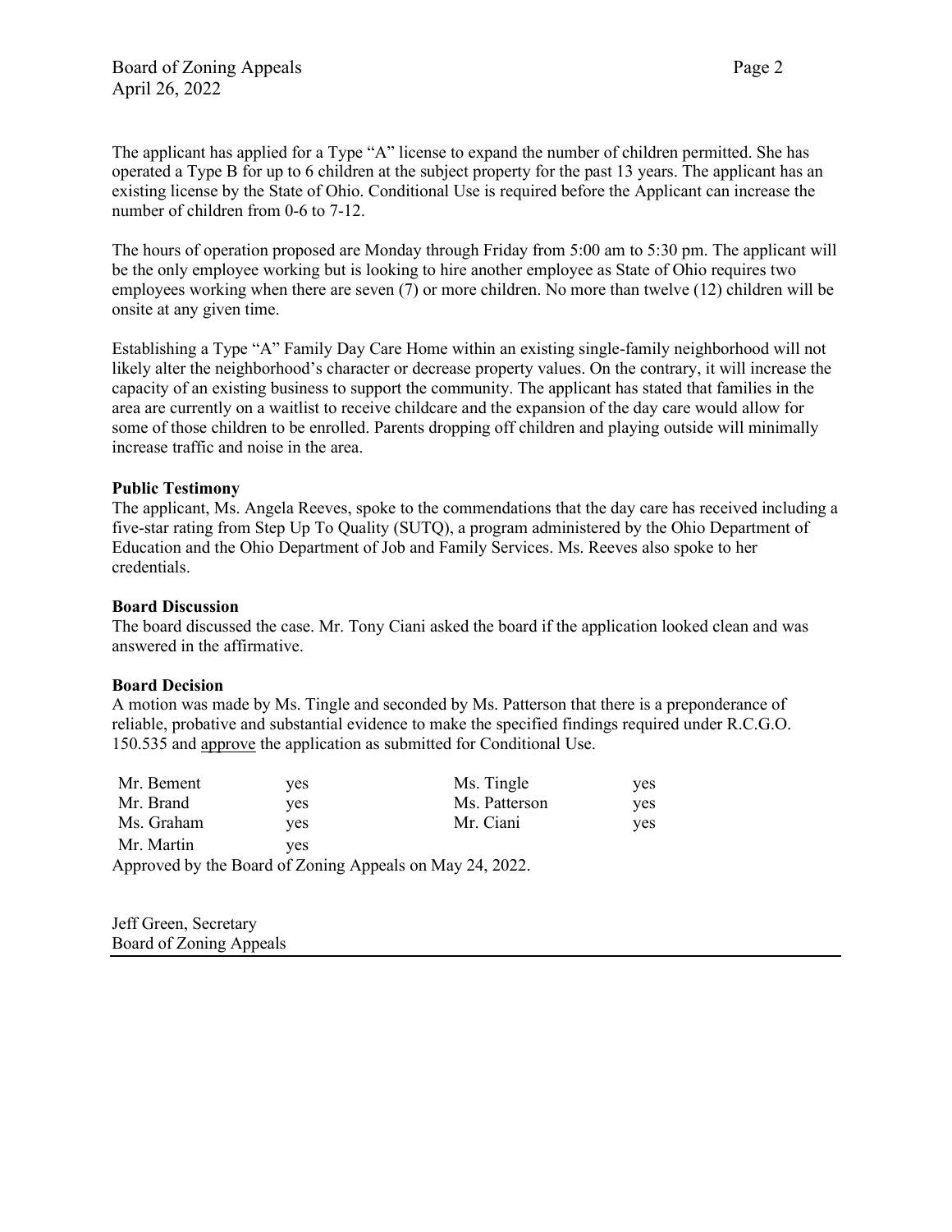The applicant has applied for a Type "A" license to expand the number of children permitted. She has operated a Type B for up to 6 children at the subject property for the past 13 years. The applicant has an existing license by the State of Ohio. Conditional Use is required before the Applicant can increase the number of children from 0-6 to 7-12.

The hours of operation proposed are Monday through Friday from 5:00 am to 5:30 pm. The applicant will be the only employee working but is looking to hire another employee as State of Ohio requires two employees working when there are seven (7) or more children. No more than twelve (12) children will be onsite at any given time.

Establishing a Type "A" Family Day Care Home within an existing single-family neighborhood will not likely alter the neighborhood's character or decrease property values. On the contrary, it will increase the capacity of an existing business to support the community. The applicant has stated that families in the area are currently on a waitlist to receive childcare and the expansion of the day care would allow for some of those children to be enrolled. Parents dropping off children and playing outside will minimally increase traffic and noise in the area.

**Public Testimony**
The applicant, Ms. Angela Reeves, spoke to the commendations that the day care has received including a five-star rating from Step Up To Quality (SUTQ), a program administered by the Ohio Department of Education and the Ohio Department of Job and Family Services. Ms. Reeves also spoke to her credentials.

**Board Discussion**
The board discussed the case. Mr. Tony Ciani asked the board if the application looked clean and was answered in the affirmative.

**Board Decision**
A motion was made by Ms. Tingle and seconded by Ms. Patterson that there is a preponderance of reliable, probative and substantial evidence to make the specified findings required under R.C.G.O. 150.535 and approve the application as submitted for Conditional Use.

| | | | |
|---|---|---|---|
| Mr. Bement | yes | Ms. Tingle | yes |
| Mr. Brand | yes | Ms. Patterson | yes |
| Ms. Graham | yes | Mr. Ciani | yes |
| Mr. Martin | yes | | |

Approved by the Board of Zoning Appeals on May 24, 2022.

Jeff Green, Secretary
Board of Zoning Appeals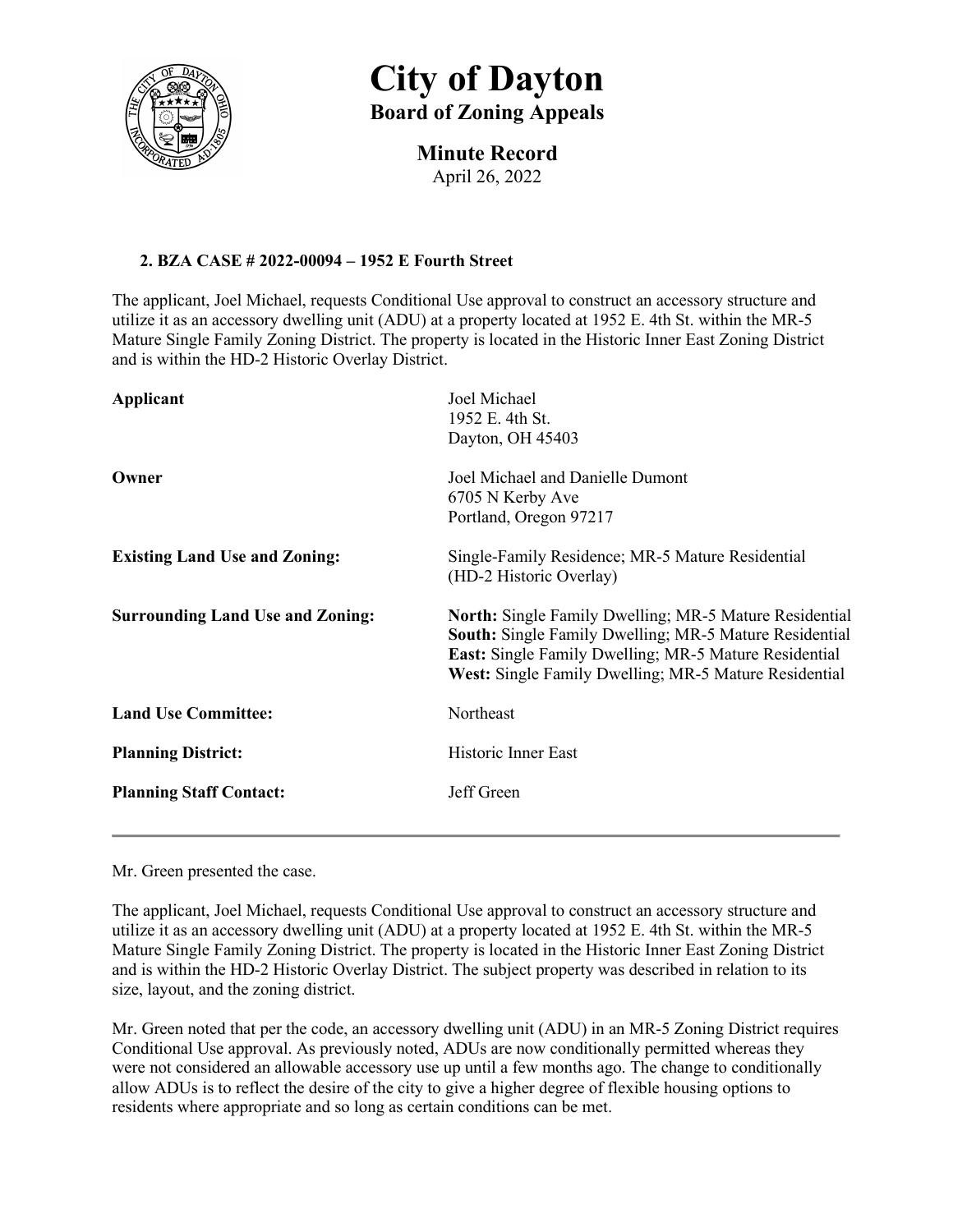# City of Dayton

## Board of Zoning Appeals

### Minute Record

April 26, 2022

**2. BZA CASE # 2022-00094 – 1952 E Fourth Street**

The applicant, Joel Michael, requests Conditional Use approval to construct an accessory structure and utilize it as an accessory dwelling unit (ADU) at a property located at 1952 E. 4th St. within the MR-5 Mature Single Family Zoning District. The property is located in the Historic Inner East Zoning District and is within the HD-2 Historic Overlay District.

| | |
|---|---|
| **Applicant** | Joel Michael<br>1952 E. 4th St.<br>Dayton, OH 45403 |
| **Owner** | Joel Michael and Danielle Dumont<br>6705 N Kerby Ave<br>Portland, Oregon 97217 |
| **Existing Land Use and Zoning:** | Single-Family Residence; MR-5 Mature Residential (HD-2 Historic Overlay) |
| **Surrounding Land Use and Zoning:** | **North:** Single Family Dwelling; MR-5 Mature Residential<br>**South:** Single Family Dwelling; MR-5 Mature Residential<br>**East:** Single Family Dwelling; MR-5 Mature Residential<br>**West:** Single Family Dwelling; MR-5 Mature Residential |
| **Land Use Committee:** | Northeast |
| **Planning District:** | Historic Inner East |
| **Planning Staff Contact:** | Jeff Green |

---

Mr. Green presented the case.

The applicant, Joel Michael, requests Conditional Use approval to construct an accessory structure and utilize it as an accessory dwelling unit (ADU) at a property located at 1952 E. 4th St. within the MR-5 Mature Single Family Zoning District. The property is located in the Historic Inner East Zoning District and is within the HD-2 Historic Overlay District. The subject property was described in relation to its size, layout, and the zoning district.

Mr. Green noted that per the code, an accessory dwelling unit (ADU) in an MR-5 Zoning District requires Conditional Use approval. As previously noted, ADUs are now conditionally permitted whereas they were not considered an allowable accessory use up until a few months ago. The change to conditionally allow ADUs is to reflect the desire of the city to give a higher degree of flexible housing options to residents where appropriate and so long as certain conditions can be met.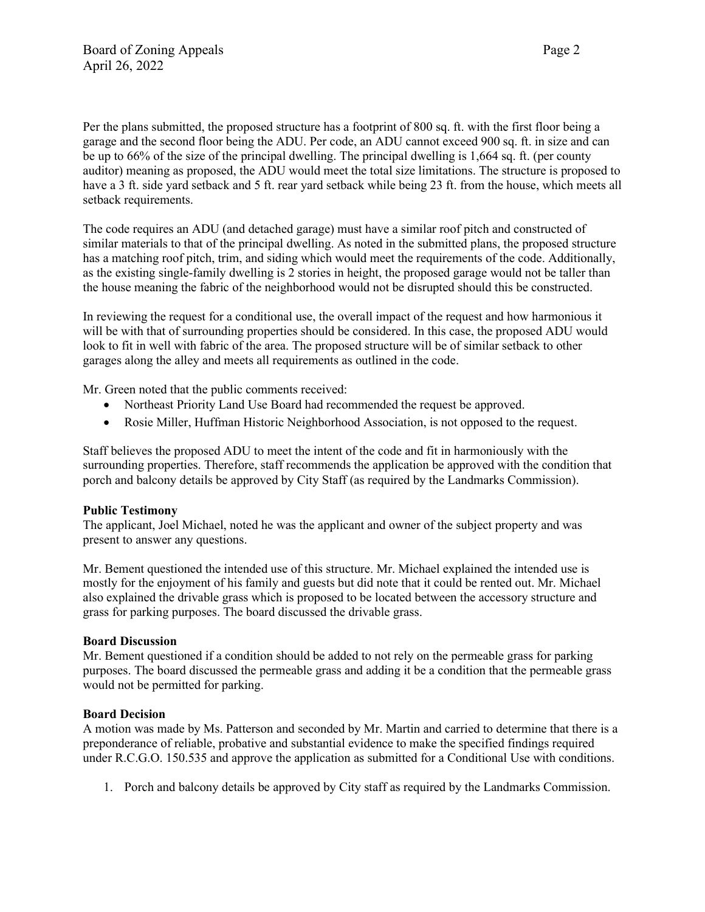Per the plans submitted, the proposed structure has a footprint of 800 sq. ft. with the first floor being a garage and the second floor being the ADU. Per code, an ADU cannot exceed 900 sq. ft. in size and can be up to 66% of the size of the principal dwelling. The principal dwelling is 1,664 sq. ft. (per county auditor) meaning as proposed, the ADU would meet the total size limitations. The structure is proposed to have a 3 ft. side yard setback and 5 ft. rear yard setback while being 23 ft. from the house, which meets all setback requirements.

The code requires an ADU (and detached garage) must have a similar roof pitch and constructed of similar materials to that of the principal dwelling. As noted in the submitted plans, the proposed structure has a matching roof pitch, trim, and siding which would meet the requirements of the code. Additionally, as the existing single-family dwelling is 2 stories in height, the proposed garage would not be taller than the house meaning the fabric of the neighborhood would not be disrupted should this be constructed.

In reviewing the request for a conditional use, the overall impact of the request and how harmonious it will be with that of surrounding properties should be considered. In this case, the proposed ADU would look to fit in well with fabric of the area. The proposed structure will be of similar setback to other garages along the alley and meets all requirements as outlined in the code.

Mr. Green noted that the public comments received:

- Northeast Priority Land Use Board had recommended the request be approved.
- Rosie Miller, Huffman Historic Neighborhood Association, is not opposed to the request.

Staff believes the proposed ADU to meet the intent of the code and fit in harmoniously with the surrounding properties. Therefore, staff recommends the application be approved with the condition that porch and balcony details be approved by City Staff (as required by the Landmarks Commission).

**Public Testimony**
The applicant, Joel Michael, noted he was the applicant and owner of the subject property and was present to answer any questions.

Mr. Bement questioned the intended use of this structure. Mr. Michael explained the intended use is mostly for the enjoyment of his family and guests but did note that it could be rented out. Mr. Michael also explained the drivable grass which is proposed to be located between the accessory structure and grass for parking purposes. The board discussed the drivable grass.

**Board Discussion**
Mr. Bement questioned if a condition should be added to not rely on the permeable grass for parking purposes. The board discussed the permeable grass and adding it be a condition that the permeable grass would not be permitted for parking.

**Board Decision**
A motion was made by Ms. Patterson and seconded by Mr. Martin and carried to determine that there is a preponderance of reliable, probative and substantial evidence to make the specified findings required under R.C.G.O. 150.535 and approve the application as submitted for a Conditional Use with conditions.

1. Porch and balcony details be approved by City staff as required by the Landmarks Commission.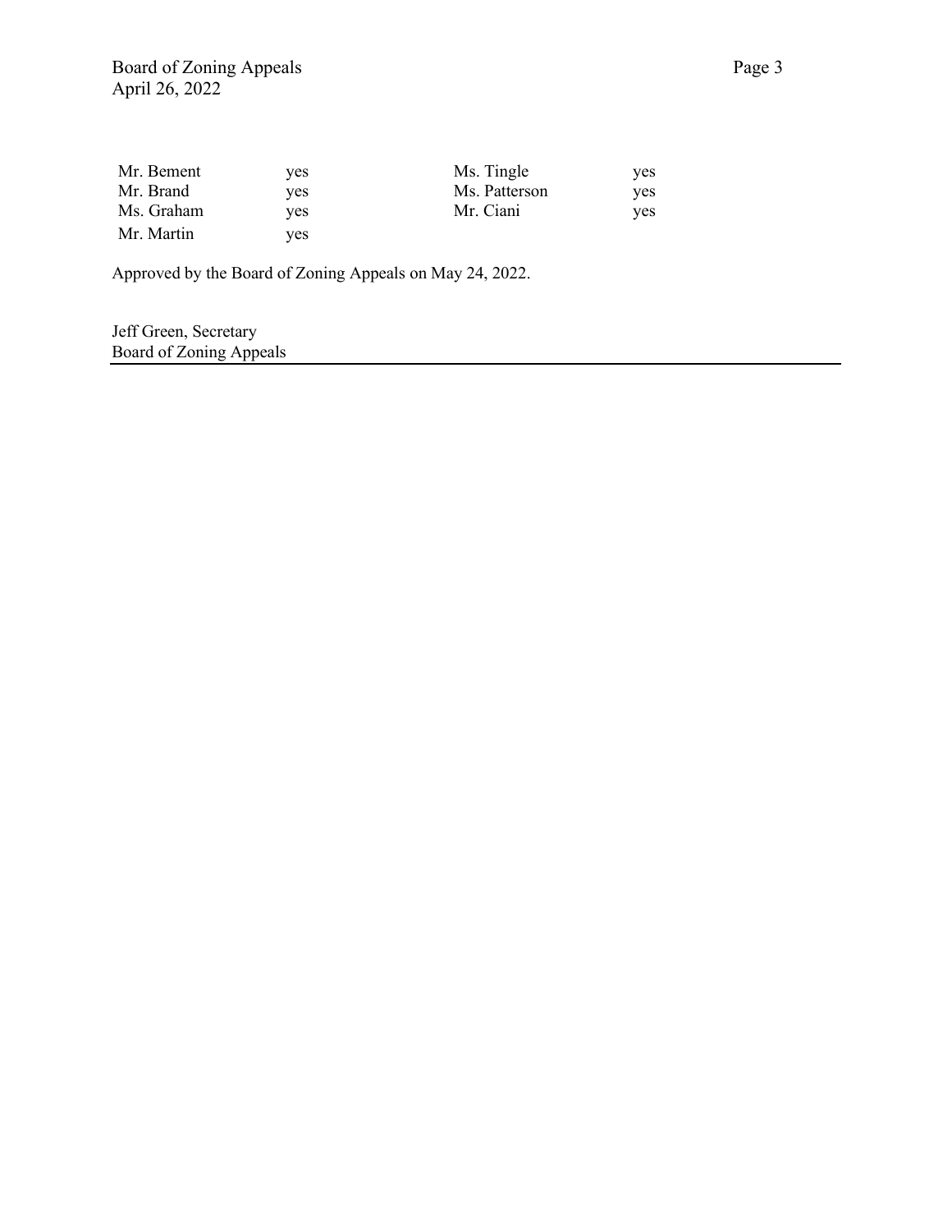| | | | |
|---|---|---|---|
| Mr. Bement | yes | Ms. Tingle | yes |
| Mr. Brand | yes | Ms. Patterson | yes |
| Ms. Graham | yes | Mr. Ciani | yes |
| Mr. Martin | yes | | |

Approved by the Board of Zoning Appeals on May 24, 2022.

Jeff Green, Secretary
Board of Zoning Appeals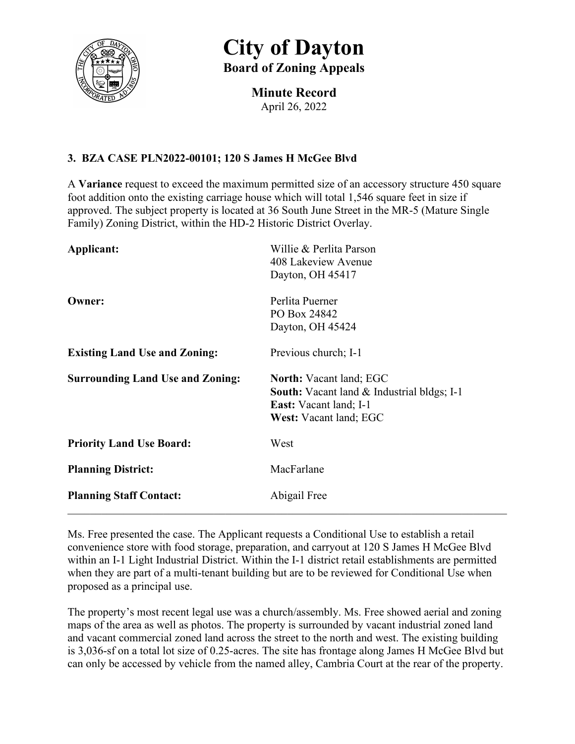# City of Dayton

## Board of Zoning Appeals

### Minute Record

April 26, 2022

### 3. BZA CASE PLN2022-00101; 120 S James H McGee Blvd

A **Variance** request to exceed the maximum permitted size of an accessory structure 450 square foot addition onto the existing carriage house which will total 1,546 square feet in size if approved. The subject property is located at 36 South June Street in the MR-5 (Mature Single Family) Zoning District, within the HD-2 Historic District Overlay.

| | |
|---|---|
| **Applicant:** | Willie & Perlita Parson<br>408 Lakeview Avenue<br>Dayton, OH 45417 |
| **Owner:** | Perlita Puerner<br>PO Box 24842<br>Dayton, OH 45424 |
| **Existing Land Use and Zoning:** | Previous church; I-1 |
| **Surrounding Land Use and Zoning:** | **North:** Vacant land; EGC<br>**South:** Vacant land & Industrial bldgs; I-1<br>**East:** Vacant land; I-1<br>**West:** Vacant land; EGC |
| **Priority Land Use Board:** | West |
| **Planning District:** | MacFarlane |
| **Planning Staff Contact:** | Abigail Free |

---

Ms. Free presented the case. The Applicant requests a Conditional Use to establish a retail convenience store with food storage, preparation, and carryout at 120 S James H McGee Blvd within an I-1 Light Industrial District. Within the I-1 district retail establishments are permitted when they are part of a multi-tenant building but are to be reviewed for Conditional Use when proposed as a principal use.

The property's most recent legal use was a church/assembly. Ms. Free showed aerial and zoning maps of the area as well as photos. The property is surrounded by vacant industrial zoned land and vacant commercial zoned land across the street to the north and west. The existing building is 3,036-sf on a total lot size of 0.25-acres. The site has frontage along James H McGee Blvd but can only be accessed by vehicle from the named alley, Cambria Court at the rear of the property.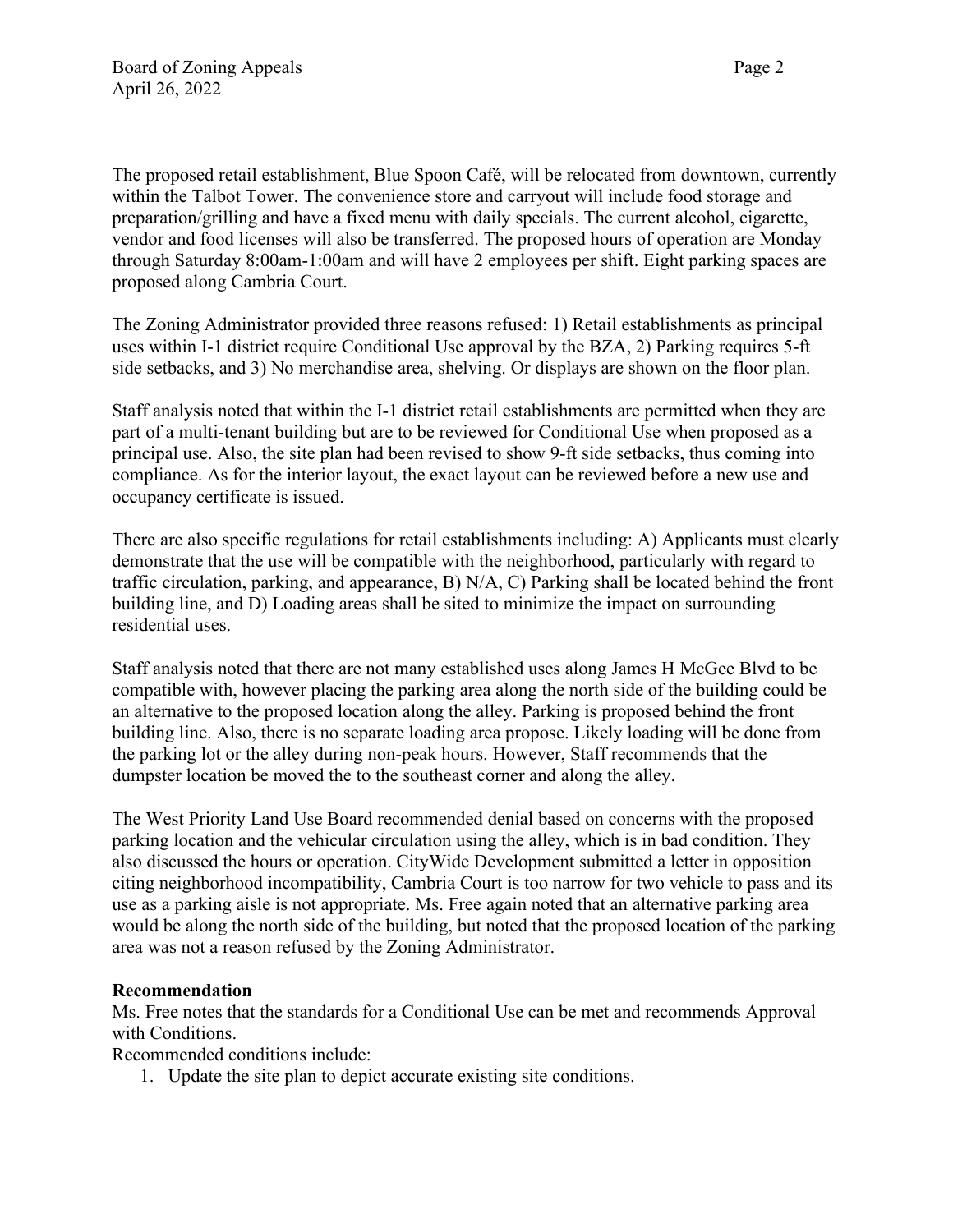The proposed retail establishment, Blue Spoon Café, will be relocated from downtown, currently within the Talbot Tower. The convenience store and carryout will include food storage and preparation/grilling and have a fixed menu with daily specials. The current alcohol, cigarette, vendor and food licenses will also be transferred. The proposed hours of operation are Monday through Saturday 8:00am-1:00am and will have 2 employees per shift. Eight parking spaces are proposed along Cambria Court.

The Zoning Administrator provided three reasons refused: 1) Retail establishments as principal uses within I-1 district require Conditional Use approval by the BZA, 2) Parking requires 5-ft side setbacks, and 3) No merchandise area, shelving. Or displays are shown on the floor plan.

Staff analysis noted that within the I-1 district retail establishments are permitted when they are part of a multi-tenant building but are to be reviewed for Conditional Use when proposed as a principal use. Also, the site plan had been revised to show 9-ft side setbacks, thus coming into compliance. As for the interior layout, the exact layout can be reviewed before a new use and occupancy certificate is issued.

There are also specific regulations for retail establishments including: A) Applicants must clearly demonstrate that the use will be compatible with the neighborhood, particularly with regard to traffic circulation, parking, and appearance, B) N/A, C) Parking shall be located behind the front building line, and D) Loading areas shall be sited to minimize the impact on surrounding residential uses.

Staff analysis noted that there are not many established uses along James H McGee Blvd to be compatible with, however placing the parking area along the north side of the building could be an alternative to the proposed location along the alley. Parking is proposed behind the front building line. Also, there is no separate loading area propose. Likely loading will be done from the parking lot or the alley during non-peak hours. However, Staff recommends that the dumpster location be moved the to the southeast corner and along the alley.

The West Priority Land Use Board recommended denial based on concerns with the proposed parking location and the vehicular circulation using the alley, which is in bad condition. They also discussed the hours or operation. CityWide Development submitted a letter in opposition citing neighborhood incompatibility, Cambria Court is too narrow for two vehicle to pass and its use as a parking aisle is not appropriate. Ms. Free again noted that an alternative parking area would be along the north side of the building, but noted that the proposed location of the parking area was not a reason refused by the Zoning Administrator.

**Recommendation**

Ms. Free notes that the standards for a Conditional Use can be met and recommends Approval with Conditions.

Recommended conditions include:

1. Update the site plan to depict accurate existing site conditions.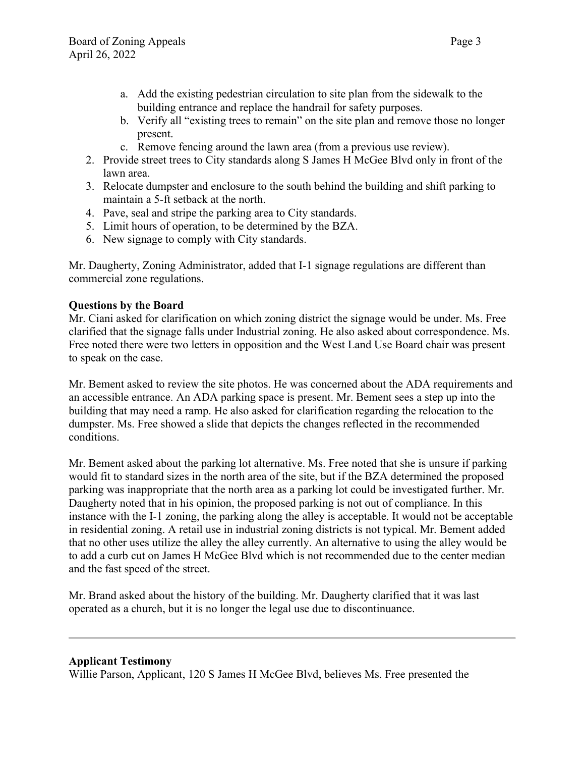a. Add the existing pedestrian circulation to site plan from the sidewalk to the building entrance and replace the handrail for safety purposes.
   b. Verify all "existing trees to remain" on the site plan and remove those no longer present.
   c. Remove fencing around the lawn area (from a previous use review).
2. Provide street trees to City standards along S James H McGee Blvd only in front of the lawn area.
3. Relocate dumpster and enclosure to the south behind the building and shift parking to maintain a 5-ft setback at the north.
4. Pave, seal and stripe the parking area to City standards.
5. Limit hours of operation, to be determined by the BZA.
6. New signage to comply with City standards.

Mr. Daugherty, Zoning Administrator, added that I-1 signage regulations are different than commercial zone regulations.

**Questions by the Board**
Mr. Ciani asked for clarification on which zoning district the signage would be under. Ms. Free clarified that the signage falls under Industrial zoning. He also asked about correspondence. Ms. Free noted there were two letters in opposition and the West Land Use Board chair was present to speak on the case.

Mr. Bement asked to review the site photos. He was concerned about the ADA requirements and an accessible entrance. An ADA parking space is present. Mr. Bement sees a step up into the building that may need a ramp. He also asked for clarification regarding the relocation to the dumpster. Ms. Free showed a slide that depicts the changes reflected in the recommended conditions.

Mr. Bement asked about the parking lot alternative. Ms. Free noted that she is unsure if parking would fit to standard sizes in the north area of the site, but if the BZA determined the proposed parking was inappropriate that the north area as a parking lot could be investigated further. Mr. Daugherty noted that in his opinion, the proposed parking is not out of compliance. In this instance with the I-1 zoning, the parking along the alley is acceptable. It would not be acceptable in residential zoning. A retail use in industrial zoning districts is not typical. Mr. Bement added that no other uses utilize the alley the alley currently. An alternative to using the alley would be to add a curb cut on James H McGee Blvd which is not recommended due to the center median and the fast speed of the street.

Mr. Brand asked about the history of the building. Mr. Daugherty clarified that it was last operated as a church, but it is no longer the legal use due to discontinuance.

---

**Applicant Testimony**
Willie Parson, Applicant, 120 S James H McGee Blvd, believes Ms. Free presented the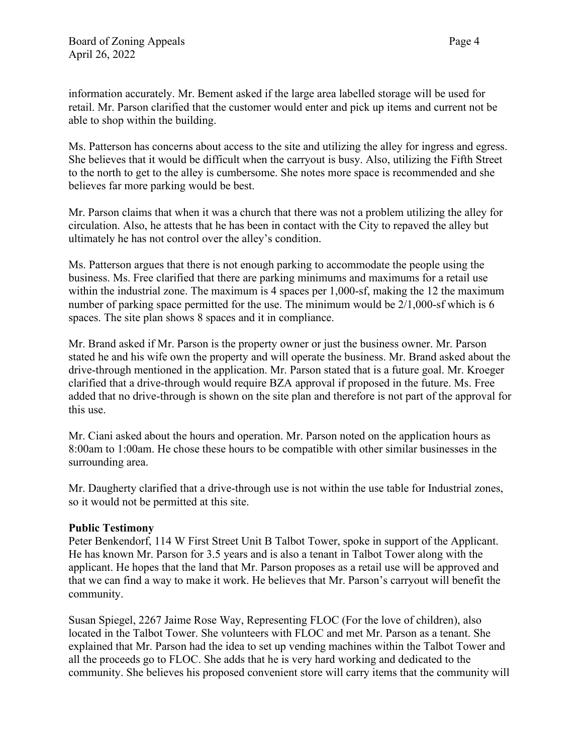information accurately. Mr. Bement asked if the large area labelled storage will be used for retail. Mr. Parson clarified that the customer would enter and pick up items and current not be able to shop within the building.

Ms. Patterson has concerns about access to the site and utilizing the alley for ingress and egress. She believes that it would be difficult when the carryout is busy. Also, utilizing the Fifth Street to the north to get to the alley is cumbersome. She notes more space is recommended and she believes far more parking would be best.

Mr. Parson claims that when it was a church that there was not a problem utilizing the alley for circulation. Also, he attests that he has been in contact with the City to repaved the alley but ultimately he has not control over the alley's condition.

Ms. Patterson argues that there is not enough parking to accommodate the people using the business. Ms. Free clarified that there are parking minimums and maximums for a retail use within the industrial zone. The maximum is 4 spaces per 1,000-sf, making the 12 the maximum number of parking space permitted for the use. The minimum would be 2/1,000-sf which is 6 spaces. The site plan shows 8 spaces and it in compliance.

Mr. Brand asked if Mr. Parson is the property owner or just the business owner. Mr. Parson stated he and his wife own the property and will operate the business. Mr. Brand asked about the drive-through mentioned in the application. Mr. Parson stated that is a future goal. Mr. Kroeger clarified that a drive-through would require BZA approval if proposed in the future. Ms. Free added that no drive-through is shown on the site plan and therefore is not part of the approval for this use.

Mr. Ciani asked about the hours and operation. Mr. Parson noted on the application hours as 8:00am to 1:00am. He chose these hours to be compatible with other similar businesses in the surrounding area.

Mr. Daugherty clarified that a drive-through use is not within the use table for Industrial zones, so it would not be permitted at this site.

**Public Testimony**

Peter Benkendorf, 114 W First Street Unit B Talbot Tower, spoke in support of the Applicant. He has known Mr. Parson for 3.5 years and is also a tenant in Talbot Tower along with the applicant. He hopes that the land that Mr. Parson proposes as a retail use will be approved and that we can find a way to make it work. He believes that Mr. Parson's carryout will benefit the community.

Susan Spiegel, 2267 Jaime Rose Way, Representing FLOC (For the love of children), also located in the Talbot Tower. She volunteers with FLOC and met Mr. Parson as a tenant. She explained that Mr. Parson had the idea to set up vending machines within the Talbot Tower and all the proceeds go to FLOC. She adds that he is very hard working and dedicated to the community. She believes his proposed convenient store will carry items that the community will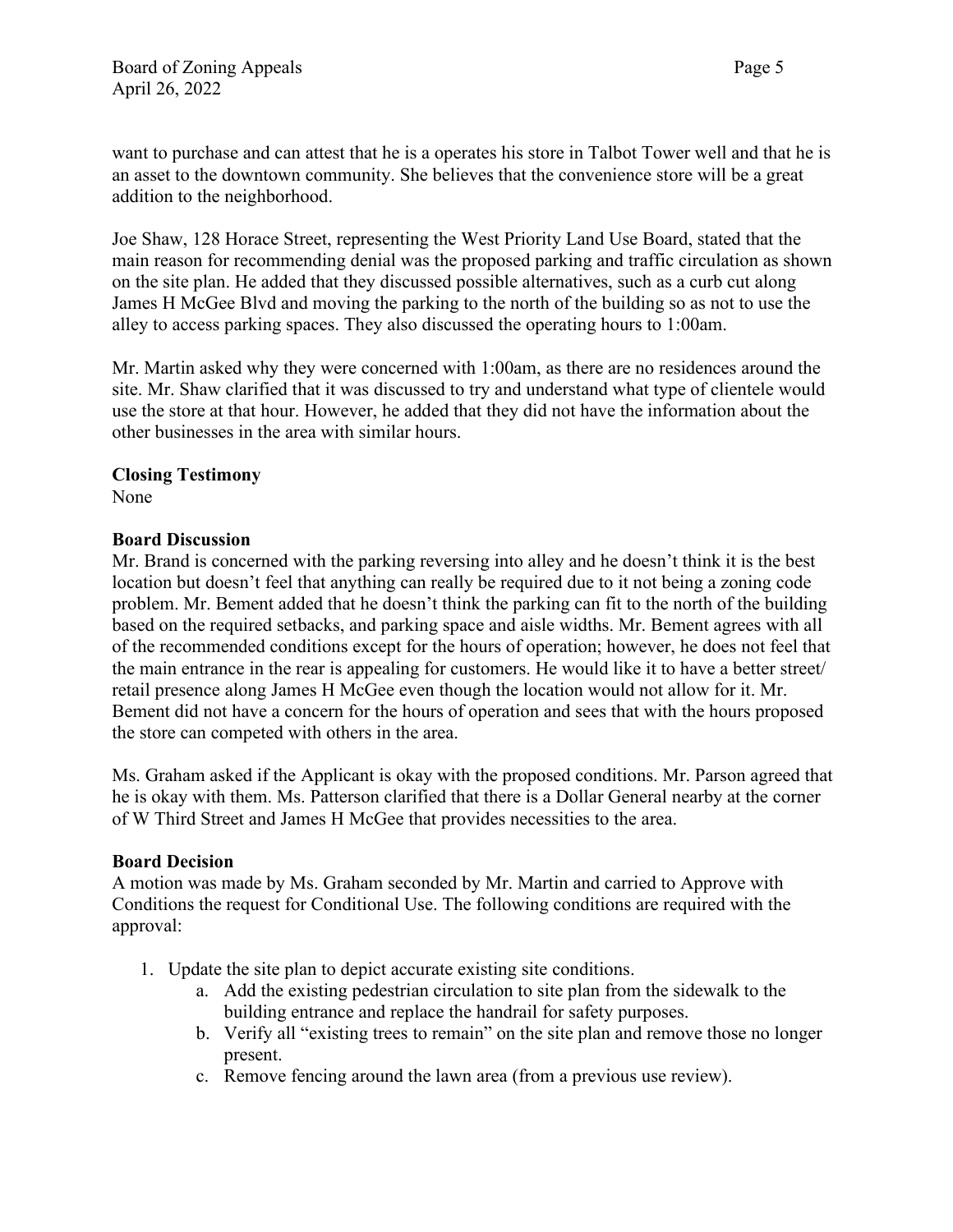want to purchase and can attest that he is a operates his store in Talbot Tower well and that he is an asset to the downtown community. She believes that the convenience store will be a great addition to the neighborhood.

Joe Shaw, 128 Horace Street, representing the West Priority Land Use Board, stated that the main reason for recommending denial was the proposed parking and traffic circulation as shown on the site plan. He added that they discussed possible alternatives, such as a curb cut along James H McGee Blvd and moving the parking to the north of the building so as not to use the alley to access parking spaces. They also discussed the operating hours to 1:00am.

Mr. Martin asked why they were concerned with 1:00am, as there are no residences around the site. Mr. Shaw clarified that it was discussed to try and understand what type of clientele would use the store at that hour. However, he added that they did not have the information about the other businesses in the area with similar hours.

**Closing Testimony**
None

**Board Discussion**
Mr. Brand is concerned with the parking reversing into alley and he doesn't think it is the best location but doesn't feel that anything can really be required due to it not being a zoning code problem. Mr. Bement added that he doesn't think the parking can fit to the north of the building based on the required setbacks, and parking space and aisle widths. Mr. Bement agrees with all of the recommended conditions except for the hours of operation; however, he does not feel that the main entrance in the rear is appealing for customers. He would like it to have a better street/ retail presence along James H McGee even though the location would not allow for it. Mr. Bement did not have a concern for the hours of operation and sees that with the hours proposed the store can competed with others in the area.

Ms. Graham asked if the Applicant is okay with the proposed conditions. Mr. Parson agreed that he is okay with them. Ms. Patterson clarified that there is a Dollar General nearby at the corner of W Third Street and James H McGee that provides necessities to the area.

**Board Decision**
A motion was made by Ms. Graham seconded by Mr. Martin and carried to Approve with Conditions the request for Conditional Use. The following conditions are required with the approval:

1. Update the site plan to depict accurate existing site conditions.
    a. Add the existing pedestrian circulation to site plan from the sidewalk to the building entrance and replace the handrail for safety purposes.
    b. Verify all "existing trees to remain" on the site plan and remove those no longer present.
    c. Remove fencing around the lawn area (from a previous use review).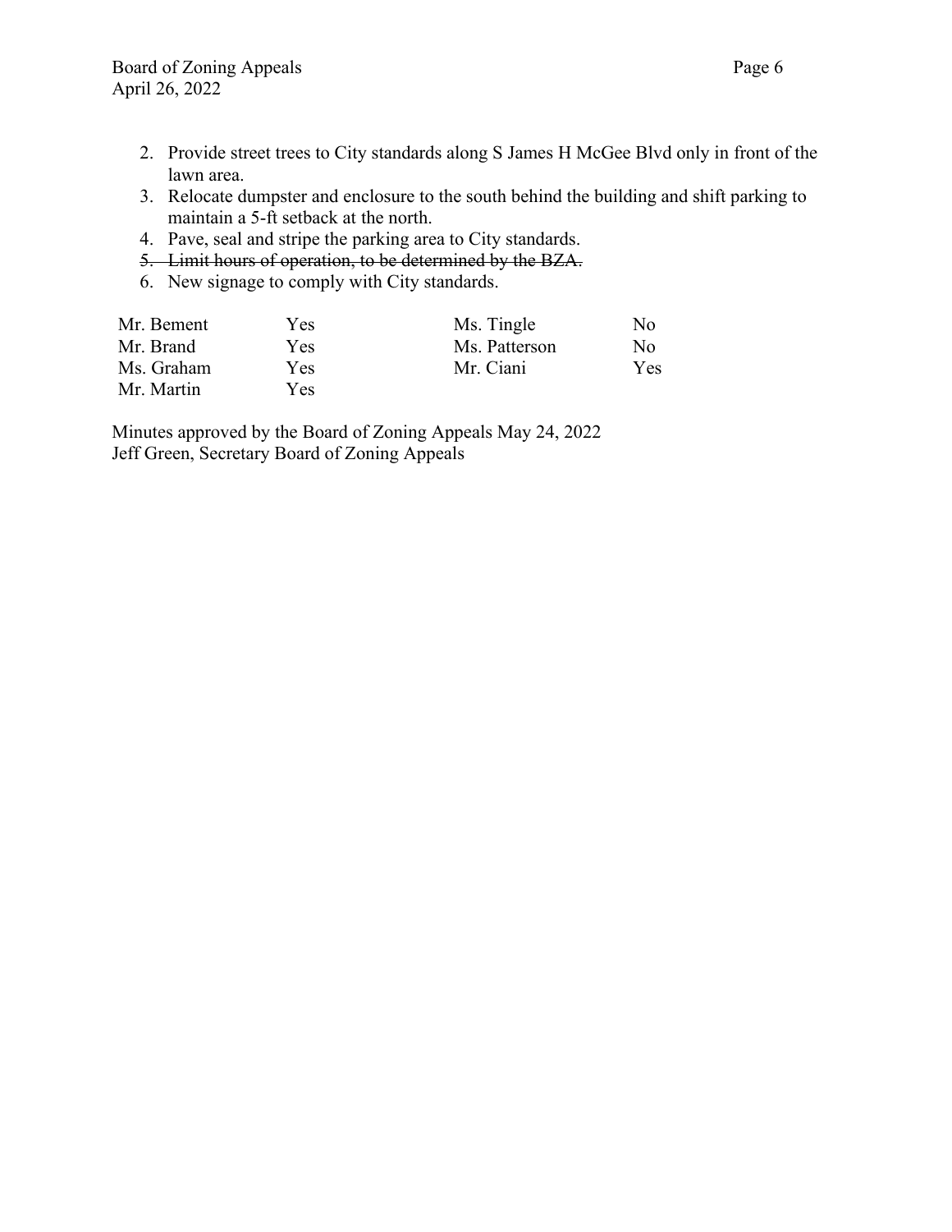2. Provide street trees to City standards along S James H McGee Blvd only in front of the lawn area.
3. Relocate dumpster and enclosure to the south behind the building and shift parking to maintain a 5-ft setback at the north.
4. Pave, seal and stripe the parking area to City standards.
5. ~~Limit hours of operation, to be determined by the BZA.~~
6. New signage to comply with City standards.

| | | | |
|---|---|---|---|
| Mr. Bement | Yes | Ms. Tingle | No |
| Mr. Brand | Yes | Ms. Patterson | No |
| Ms. Graham | Yes | Mr. Ciani | Yes |
| Mr. Martin | Yes | | |

Minutes approved by the Board of Zoning Appeals May 24, 2022
Jeff Green, Secretary Board of Zoning Appeals